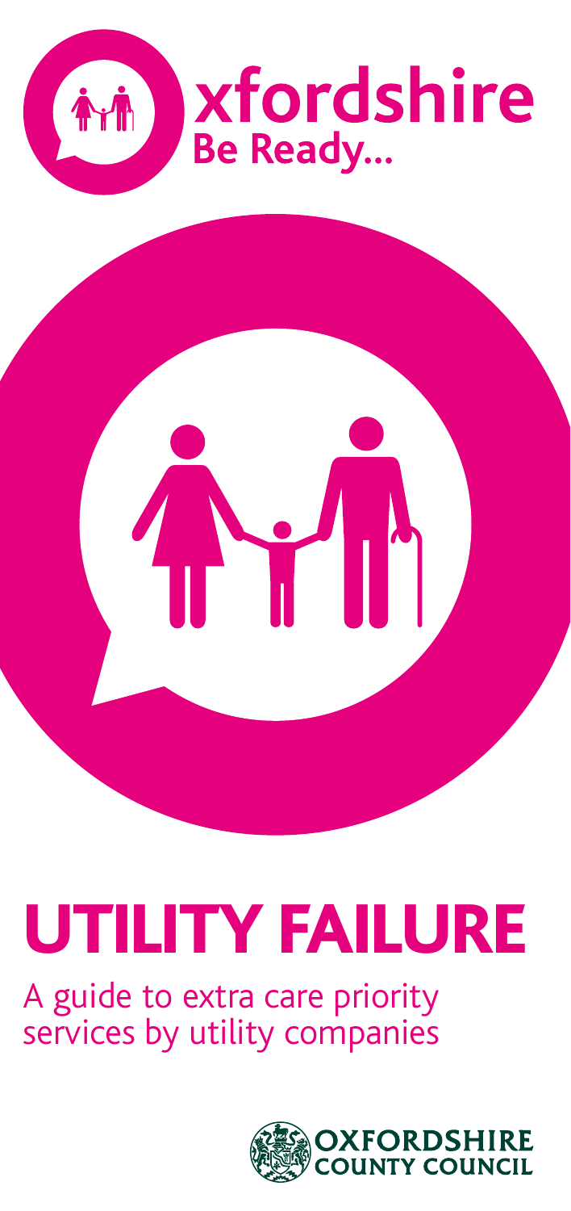Oxfordshire Be Ready...

# UTILITY FAILURE

A guide to extra care priority services by utility companies

OXFORDSHIRE COUNTY COUNCIL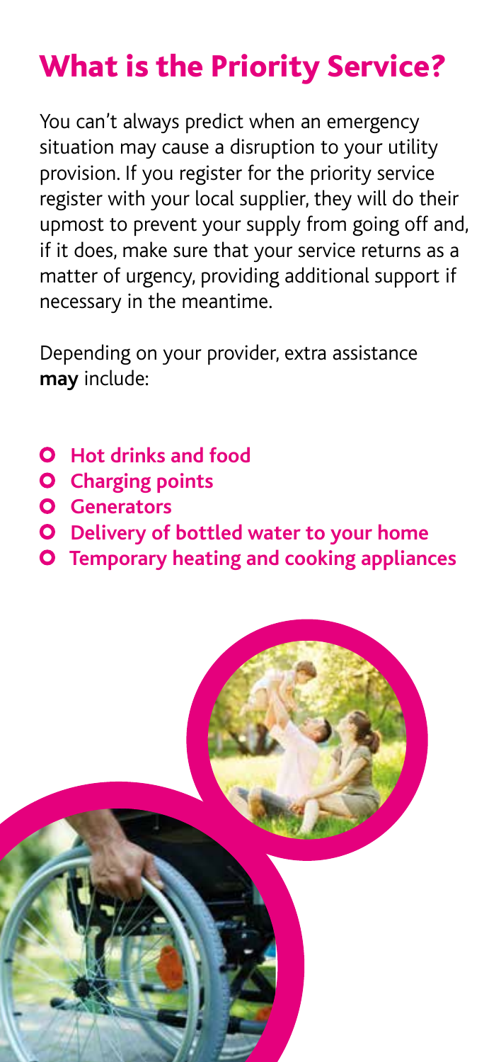# What is the Priority Service?

You can't always predict when an emergency situation may cause a disruption to your utility provision. If you register for the priority service register with your local supplier, they will do their upmost to prevent your supply from going off and, if it does, make sure that your service returns as a matter of urgency, providing additional support if necessary in the meantime.

Depending on your provider, extra assistance **may** include:

- **Hot drinks and food**
- **Charging points**
- **Generators**
- **Delivery of bottled water to your home**
- **Temporary heating and cooking appliances**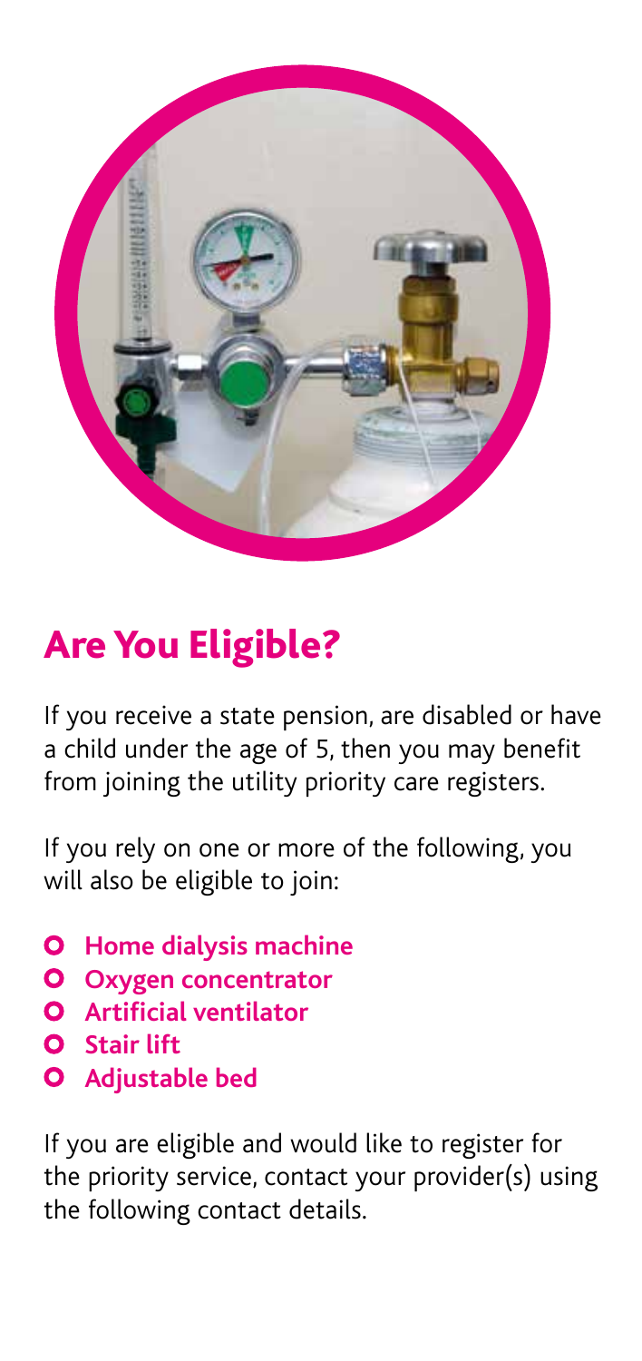## Are You Eligible?

If you receive a state pension, are disabled or have a child under the age of 5, then you may benefit from joining the utility priority care registers.

If you rely on one or more of the following, you will also be eligible to join:

- **Home dialysis machine**
- **Oxygen concentrator**
- **Artificial ventilator**
- **Stair lift**
- **Adjustable bed**

If you are eligible and would like to register for the priority service, contact your provider(s) using the following contact details.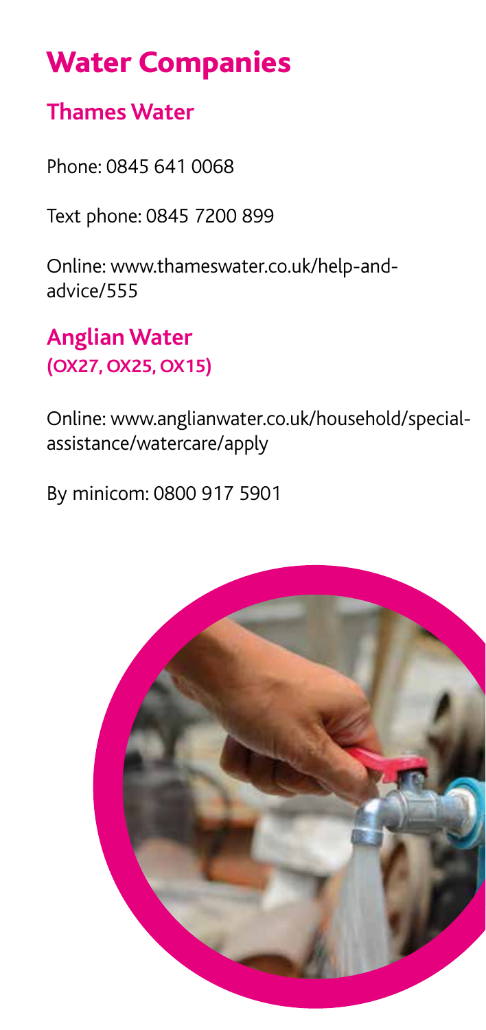# Water Companies

## Thames Water

Phone: 0845 641 0068

Text phone: 0845 7200 899

Online: www.thameswater.co.uk/help-and-advice/555

## Anglian Water

**(OX27, OX25, OX15)**

Online: www.anglianwater.co.uk/household/special-assistance/watercare/apply

By minicom: 0800 917 5901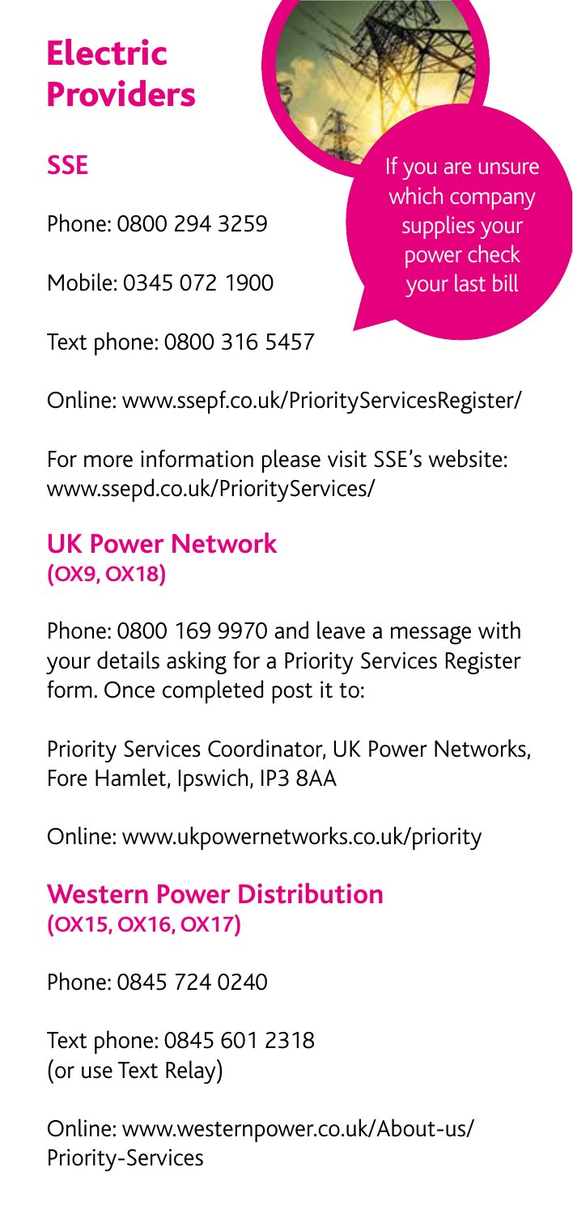# Electric Providers

If you are unsure which company supplies your power check your last bill

## SSE

Phone: 0800 294 3259

Mobile: 0345 072 1900

Text phone: 0800 316 5457

Online: www.ssepf.co.uk/PriorityServicesRegister/

For more information please visit SSE's website: www.ssepd.co.uk/PriorityServices/

## UK Power Network
**(OX9, OX18)**

Phone: 0800 169 9970 and leave a message with your details asking for a Priority Services Register form. Once completed post it to:

Priority Services Coordinator, UK Power Networks, Fore Hamlet, Ipswich, IP3 8AA

Online: www.ukpowernetworks.co.uk/priority

## Western Power Distribution
**(OX15, OX16, OX17)**

Phone: 0845 724 0240

Text phone: 0845 601 2318
(or use Text Relay)

Online: www.westernpower.co.uk/About-us/Priority-Services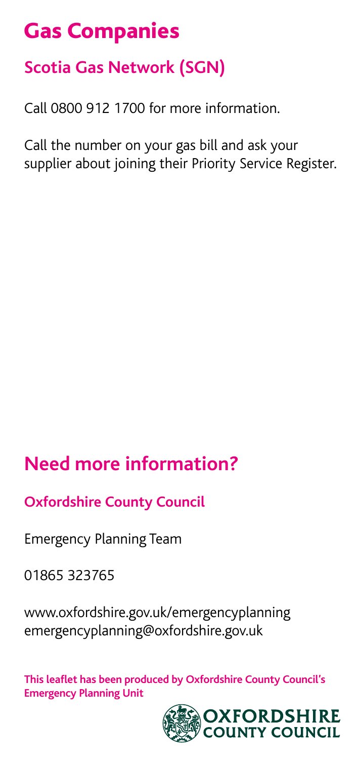# Gas Companies

## Scotia Gas Network (SGN)

Call 0800 912 1700 for more information.

Call the number on your gas bill and ask your supplier about joining their Priority Service Register.

# Need more information?

## Oxfordshire County Council

Emergency Planning Team

01865 323765

www.oxfordshire.gov.uk/emergencyplanning
emergencyplanning@oxfordshire.gov.uk

**This leaflet has been produced by Oxfordshire County Council's Emergency Planning Unit**

OXFORDSHIRE COUNTY COUNCIL